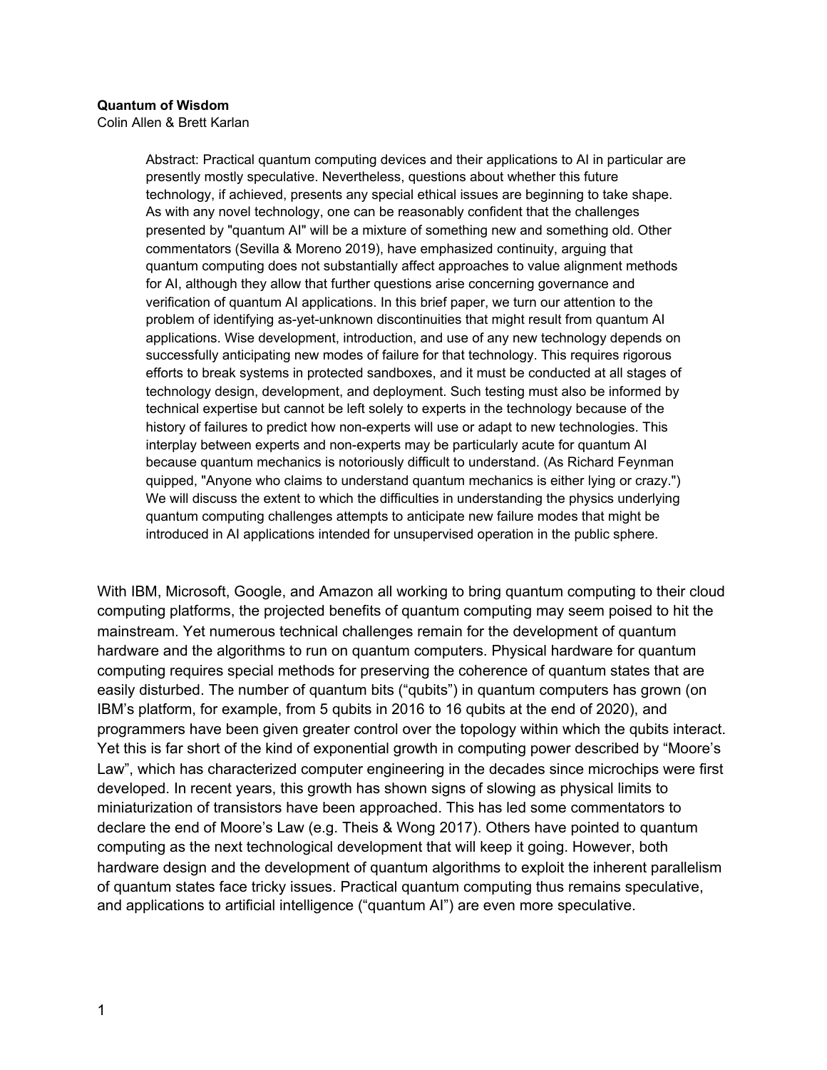**Quantum of Wisdom**

Colin Allen & Brett Karlan

> Abstract: Practical quantum computing devices and their applications to AI in particular are presently mostly speculative. Nevertheless, questions about whether this future technology, if achieved, presents any special ethical issues are beginning to take shape. As with any novel technology, one can be reasonably confident that the challenges presented by "quantum AI" will be a mixture of something new and something old. Other commentators (Sevilla & Moreno 2019), have emphasized continuity, arguing that quantum computing does not substantially affect approaches to value alignment methods for AI, although they allow that further questions arise concerning governance and verification of quantum AI applications. In this brief paper, we turn our attention to the problem of identifying as-yet-unknown discontinuities that might result from quantum AI applications. Wise development, introduction, and use of any new technology depends on successfully anticipating new modes of failure for that technology. This requires rigorous efforts to break systems in protected sandboxes, and it must be conducted at all stages of technology design, development, and deployment. Such testing must also be informed by technical expertise but cannot be left solely to experts in the technology because of the history of failures to predict how non-experts will use or adapt to new technologies. This interplay between experts and non-experts may be particularly acute for quantum AI because quantum mechanics is notoriously difficult to understand. (As Richard Feynman quipped, "Anyone who claims to understand quantum mechanics is either lying or crazy.") We will discuss the extent to which the difficulties in understanding the physics underlying quantum computing challenges attempts to anticipate new failure modes that might be introduced in AI applications intended for unsupervised operation in the public sphere.

With IBM, Microsoft, Google, and Amazon all working to bring quantum computing to their cloud computing platforms, the projected benefits of quantum computing may seem poised to hit the mainstream. Yet numerous technical challenges remain for the development of quantum hardware and the algorithms to run on quantum computers. Physical hardware for quantum computing requires special methods for preserving the coherence of quantum states that are easily disturbed. The number of quantum bits ("qubits") in quantum computers has grown (on IBM's platform, for example, from 5 qubits in 2016 to 16 qubits at the end of 2020), and programmers have been given greater control over the topology within which the qubits interact. Yet this is far short of the kind of exponential growth in computing power described by "Moore's Law", which has characterized computer engineering in the decades since microchips were first developed. In recent years, this growth has shown signs of slowing as physical limits to miniaturization of transistors have been approached. This has led some commentators to declare the end of Moore's Law (e.g. Theis & Wong 2017). Others have pointed to quantum computing as the next technological development that will keep it going. However, both hardware design and the development of quantum algorithms to exploit the inherent parallelism of quantum states face tricky issues. Practical quantum computing thus remains speculative, and applications to artificial intelligence ("quantum AI") are even more speculative.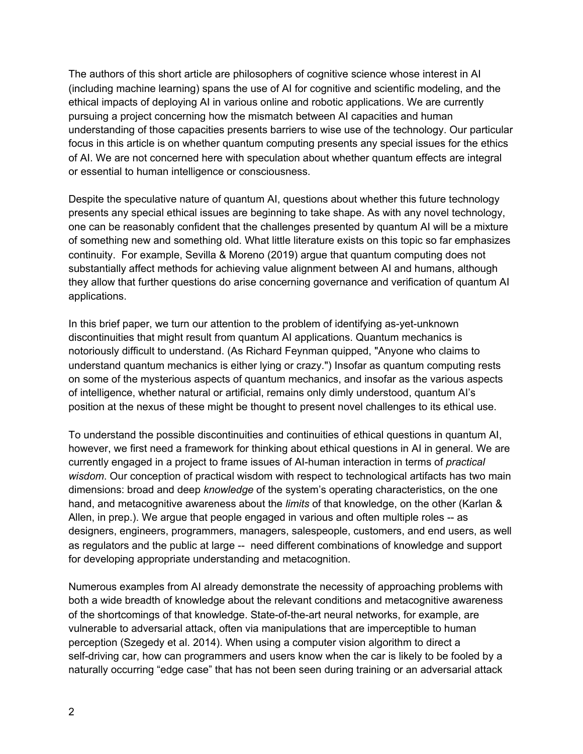The authors of this short article are philosophers of cognitive science whose interest in AI (including machine learning) spans the use of AI for cognitive and scientific modeling, and the ethical impacts of deploying AI in various online and robotic applications. We are currently pursuing a project concerning how the mismatch between AI capacities and human understanding of those capacities presents barriers to wise use of the technology. Our particular focus in this article is on whether quantum computing presents any special issues for the ethics of AI. We are not concerned here with speculation about whether quantum effects are integral or essential to human intelligence or consciousness.

Despite the speculative nature of quantum AI, questions about whether this future technology presents any special ethical issues are beginning to take shape. As with any novel technology, one can be reasonably confident that the challenges presented by quantum AI will be a mixture of something new and something old. What little literature exists on this topic so far emphasizes continuity. For example, Sevilla & Moreno (2019) argue that quantum computing does not substantially affect methods for achieving value alignment between AI and humans, although they allow that further questions do arise concerning governance and verification of quantum AI applications.

In this brief paper, we turn our attention to the problem of identifying as-yet-unknown discontinuities that might result from quantum AI applications. Quantum mechanics is notoriously difficult to understand. (As Richard Feynman quipped, "Anyone who claims to understand quantum mechanics is either lying or crazy.") Insofar as quantum computing rests on some of the mysterious aspects of quantum mechanics, and insofar as the various aspects of intelligence, whether natural or artificial, remains only dimly understood, quantum AI's position at the nexus of these might be thought to present novel challenges to its ethical use.

To understand the possible discontinuities and continuities of ethical questions in quantum AI, however, we first need a framework for thinking about ethical questions in AI in general. We are currently engaged in a project to frame issues of AI-human interaction in terms of *practical wisdom*. Our conception of practical wisdom with respect to technological artifacts has two main dimensions: broad and deep *knowledge* of the system's operating characteristics, on the one hand, and metacognitive awareness about the *limits* of that knowledge, on the other (Karlan & Allen, in prep.). We argue that people engaged in various and often multiple roles -- as designers, engineers, programmers, managers, salespeople, customers, and end users, as well as regulators and the public at large -- need different combinations of knowledge and support for developing appropriate understanding and metacognition.

Numerous examples from AI already demonstrate the necessity of approaching problems with both a wide breadth of knowledge about the relevant conditions and metacognitive awareness of the shortcomings of that knowledge. State-of-the-art neural networks, for example, are vulnerable to adversarial attack, often via manipulations that are imperceptible to human perception (Szegedy et al. 2014). When using a computer vision algorithm to direct a self-driving car, how can programmers and users know when the car is likely to be fooled by a naturally occurring "edge case" that has not been seen during training or an adversarial attack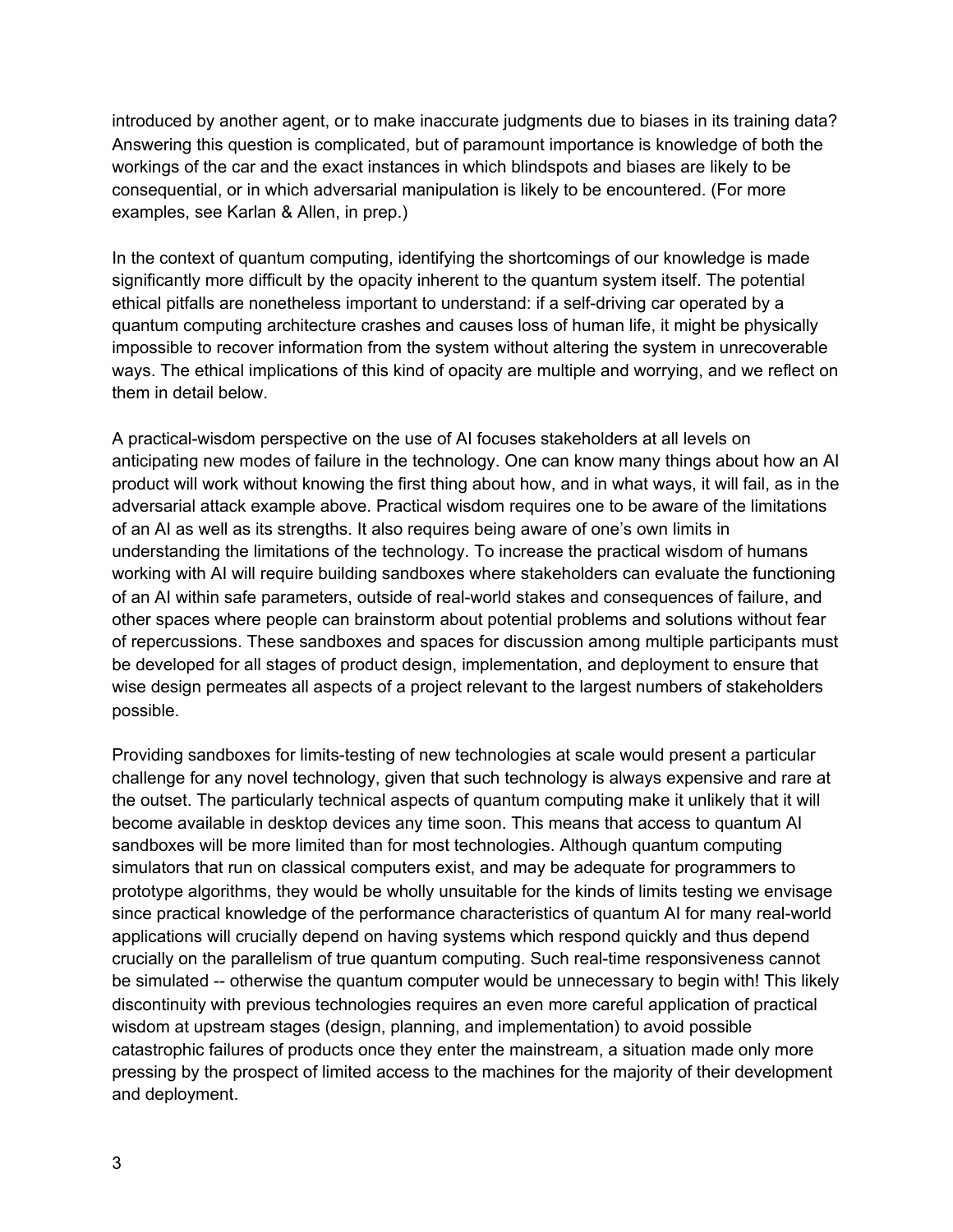introduced by another agent, or to make inaccurate judgments due to biases in its training data? Answering this question is complicated, but of paramount importance is knowledge of both the workings of the car and the exact instances in which blindspots and biases are likely to be consequential, or in which adversarial manipulation is likely to be encountered. (For more examples, see Karlan & Allen, in prep.)

In the context of quantum computing, identifying the shortcomings of our knowledge is made significantly more difficult by the opacity inherent to the quantum system itself. The potential ethical pitfalls are nonetheless important to understand: if a self-driving car operated by a quantum computing architecture crashes and causes loss of human life, it might be physically impossible to recover information from the system without altering the system in unrecoverable ways. The ethical implications of this kind of opacity are multiple and worrying, and we reflect on them in detail below.

A practical-wisdom perspective on the use of AI focuses stakeholders at all levels on anticipating new modes of failure in the technology. One can know many things about how an AI product will work without knowing the first thing about how, and in what ways, it will fail, as in the adversarial attack example above. Practical wisdom requires one to be aware of the limitations of an AI as well as its strengths. It also requires being aware of one's own limits in understanding the limitations of the technology. To increase the practical wisdom of humans working with AI will require building sandboxes where stakeholders can evaluate the functioning of an AI within safe parameters, outside of real-world stakes and consequences of failure, and other spaces where people can brainstorm about potential problems and solutions without fear of repercussions. These sandboxes and spaces for discussion among multiple participants must be developed for all stages of product design, implementation, and deployment to ensure that wise design permeates all aspects of a project relevant to the largest numbers of stakeholders possible.

Providing sandboxes for limits-testing of new technologies at scale would present a particular challenge for any novel technology, given that such technology is always expensive and rare at the outset. The particularly technical aspects of quantum computing make it unlikely that it will become available in desktop devices any time soon. This means that access to quantum AI sandboxes will be more limited than for most technologies. Although quantum computing simulators that run on classical computers exist, and may be adequate for programmers to prototype algorithms, they would be wholly unsuitable for the kinds of limits testing we envisage since practical knowledge of the performance characteristics of quantum AI for many real-world applications will crucially depend on having systems which respond quickly and thus depend crucially on the parallelism of true quantum computing. Such real-time responsiveness cannot be simulated -- otherwise the quantum computer would be unnecessary to begin with! This likely discontinuity with previous technologies requires an even more careful application of practical wisdom at upstream stages (design, planning, and implementation) to avoid possible catastrophic failures of products once they enter the mainstream, a situation made only more pressing by the prospect of limited access to the machines for the majority of their development and deployment.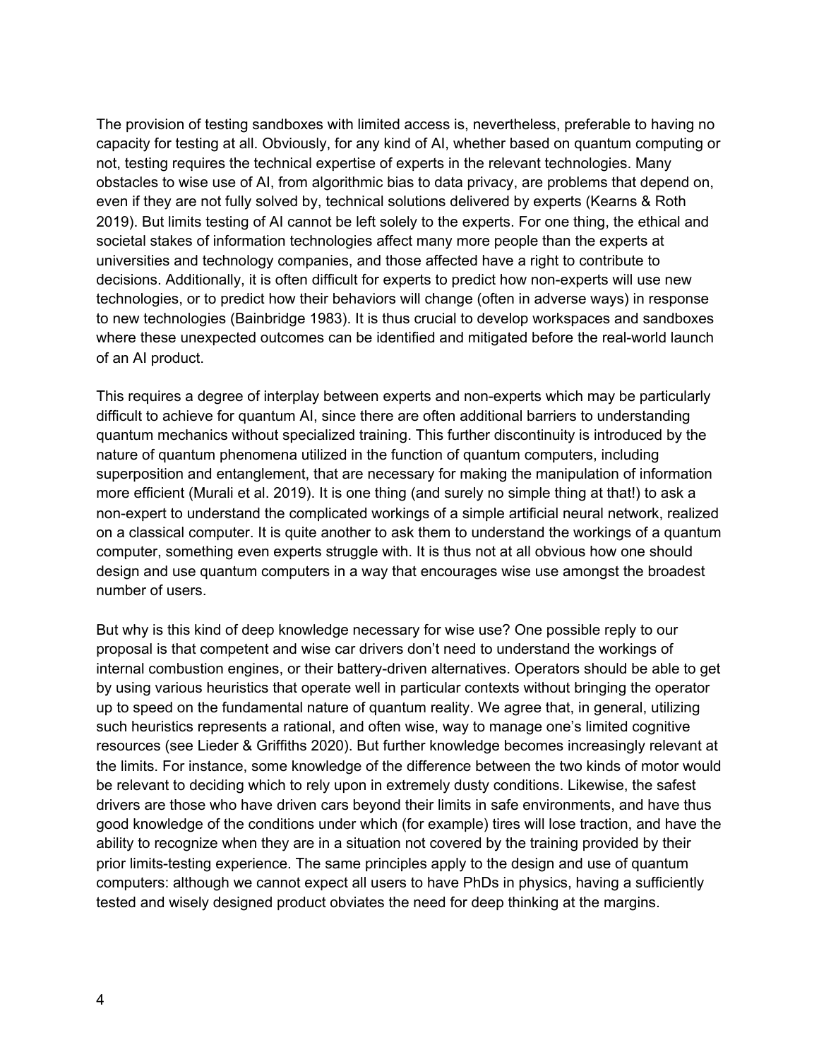The provision of testing sandboxes with limited access is, nevertheless, preferable to having no capacity for testing at all. Obviously, for any kind of AI, whether based on quantum computing or not, testing requires the technical expertise of experts in the relevant technologies. Many obstacles to wise use of AI, from algorithmic bias to data privacy, are problems that depend on, even if they are not fully solved by, technical solutions delivered by experts (Kearns & Roth 2019). But limits testing of AI cannot be left solely to the experts. For one thing, the ethical and societal stakes of information technologies affect many more people than the experts at universities and technology companies, and those affected have a right to contribute to decisions. Additionally, it is often difficult for experts to predict how non-experts will use new technologies, or to predict how their behaviors will change (often in adverse ways) in response to new technologies (Bainbridge 1983). It is thus crucial to develop workspaces and sandboxes where these unexpected outcomes can be identified and mitigated before the real-world launch of an AI product.

This requires a degree of interplay between experts and non-experts which may be particularly difficult to achieve for quantum AI, since there are often additional barriers to understanding quantum mechanics without specialized training. This further discontinuity is introduced by the nature of quantum phenomena utilized in the function of quantum computers, including superposition and entanglement, that are necessary for making the manipulation of information more efficient (Murali et al. 2019). It is one thing (and surely no simple thing at that!) to ask a non-expert to understand the complicated workings of a simple artificial neural network, realized on a classical computer. It is quite another to ask them to understand the workings of a quantum computer, something even experts struggle with. It is thus not at all obvious how one should design and use quantum computers in a way that encourages wise use amongst the broadest number of users.

But why is this kind of deep knowledge necessary for wise use? One possible reply to our proposal is that competent and wise car drivers don't need to understand the workings of internal combustion engines, or their battery-driven alternatives. Operators should be able to get by using various heuristics that operate well in particular contexts without bringing the operator up to speed on the fundamental nature of quantum reality. We agree that, in general, utilizing such heuristics represents a rational, and often wise, way to manage one's limited cognitive resources (see Lieder & Griffiths 2020). But further knowledge becomes increasingly relevant at the limits. For instance, some knowledge of the difference between the two kinds of motor would be relevant to deciding which to rely upon in extremely dusty conditions. Likewise, the safest drivers are those who have driven cars beyond their limits in safe environments, and have thus good knowledge of the conditions under which (for example) tires will lose traction, and have the ability to recognize when they are in a situation not covered by the training provided by their prior limits-testing experience. The same principles apply to the design and use of quantum computers: although we cannot expect all users to have PhDs in physics, having a sufficiently tested and wisely designed product obviates the need for deep thinking at the margins.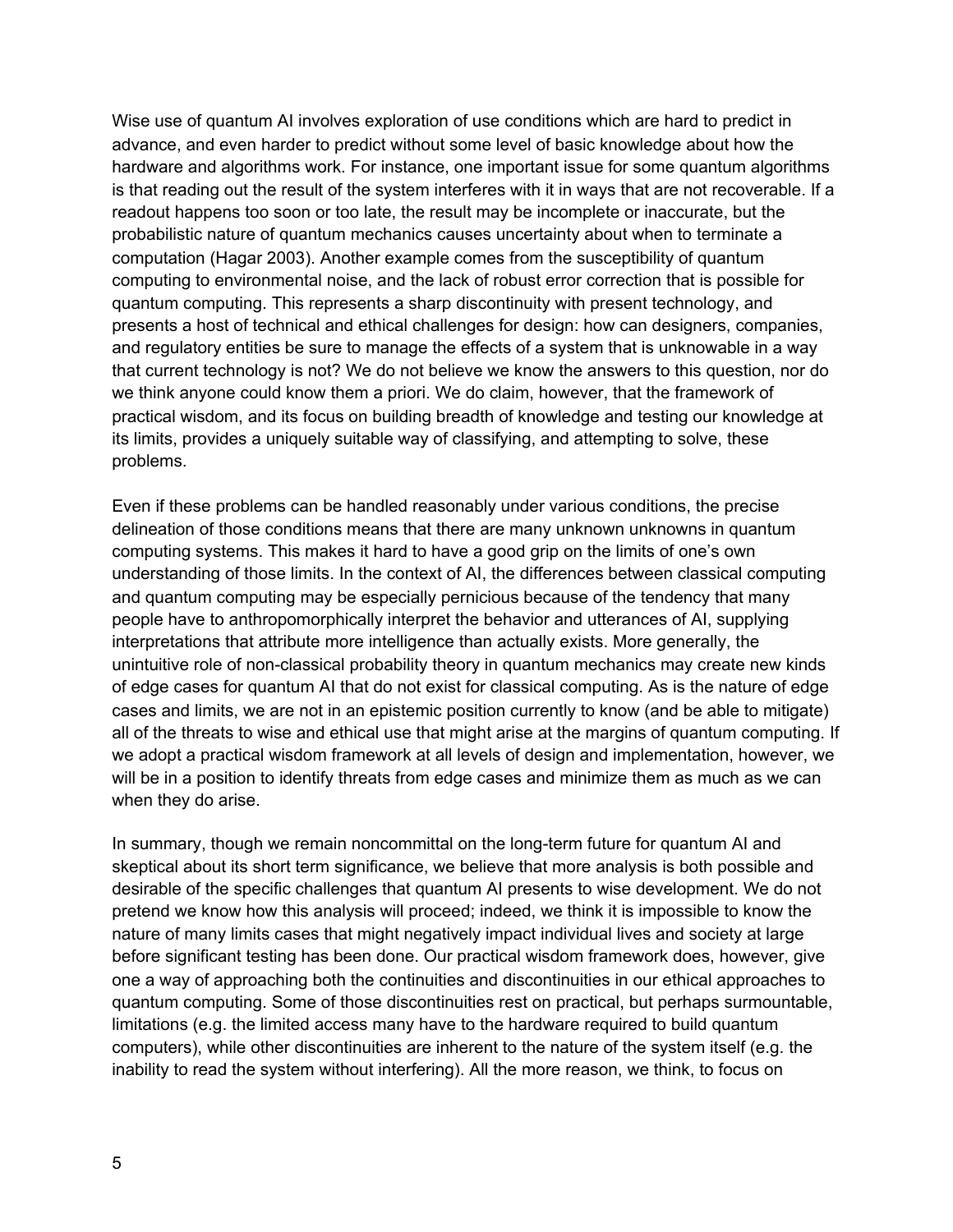Wise use of quantum AI involves exploration of use conditions which are hard to predict in advance, and even harder to predict without some level of basic knowledge about how the hardware and algorithms work. For instance, one important issue for some quantum algorithms is that reading out the result of the system interferes with it in ways that are not recoverable. If a readout happens too soon or too late, the result may be incomplete or inaccurate, but the probabilistic nature of quantum mechanics causes uncertainty about when to terminate a computation (Hagar 2003). Another example comes from the susceptibility of quantum computing to environmental noise, and the lack of robust error correction that is possible for quantum computing. This represents a sharp discontinuity with present technology, and presents a host of technical and ethical challenges for design: how can designers, companies, and regulatory entities be sure to manage the effects of a system that is unknowable in a way that current technology is not? We do not believe we know the answers to this question, nor do we think anyone could know them a priori. We do claim, however, that the framework of practical wisdom, and its focus on building breadth of knowledge and testing our knowledge at its limits, provides a uniquely suitable way of classifying, and attempting to solve, these problems.

Even if these problems can be handled reasonably under various conditions, the precise delineation of those conditions means that there are many unknown unknowns in quantum computing systems. This makes it hard to have a good grip on the limits of one's own understanding of those limits. In the context of AI, the differences between classical computing and quantum computing may be especially pernicious because of the tendency that many people have to anthropomorphically interpret the behavior and utterances of AI, supplying interpretations that attribute more intelligence than actually exists. More generally, the unintuitive role of non-classical probability theory in quantum mechanics may create new kinds of edge cases for quantum AI that do not exist for classical computing. As is the nature of edge cases and limits, we are not in an epistemic position currently to know (and be able to mitigate) all of the threats to wise and ethical use that might arise at the margins of quantum computing. If we adopt a practical wisdom framework at all levels of design and implementation, however, we will be in a position to identify threats from edge cases and minimize them as much as we can when they do arise.

In summary, though we remain noncommittal on the long-term future for quantum AI and skeptical about its short term significance, we believe that more analysis is both possible and desirable of the specific challenges that quantum AI presents to wise development. We do not pretend we know how this analysis will proceed; indeed, we think it is impossible to know the nature of many limits cases that might negatively impact individual lives and society at large before significant testing has been done. Our practical wisdom framework does, however, give one a way of approaching both the continuities and discontinuities in our ethical approaches to quantum computing. Some of those discontinuities rest on practical, but perhaps surmountable, limitations (e.g. the limited access many have to the hardware required to build quantum computers), while other discontinuities are inherent to the nature of the system itself (e.g. the inability to read the system without interfering). All the more reason, we think, to focus on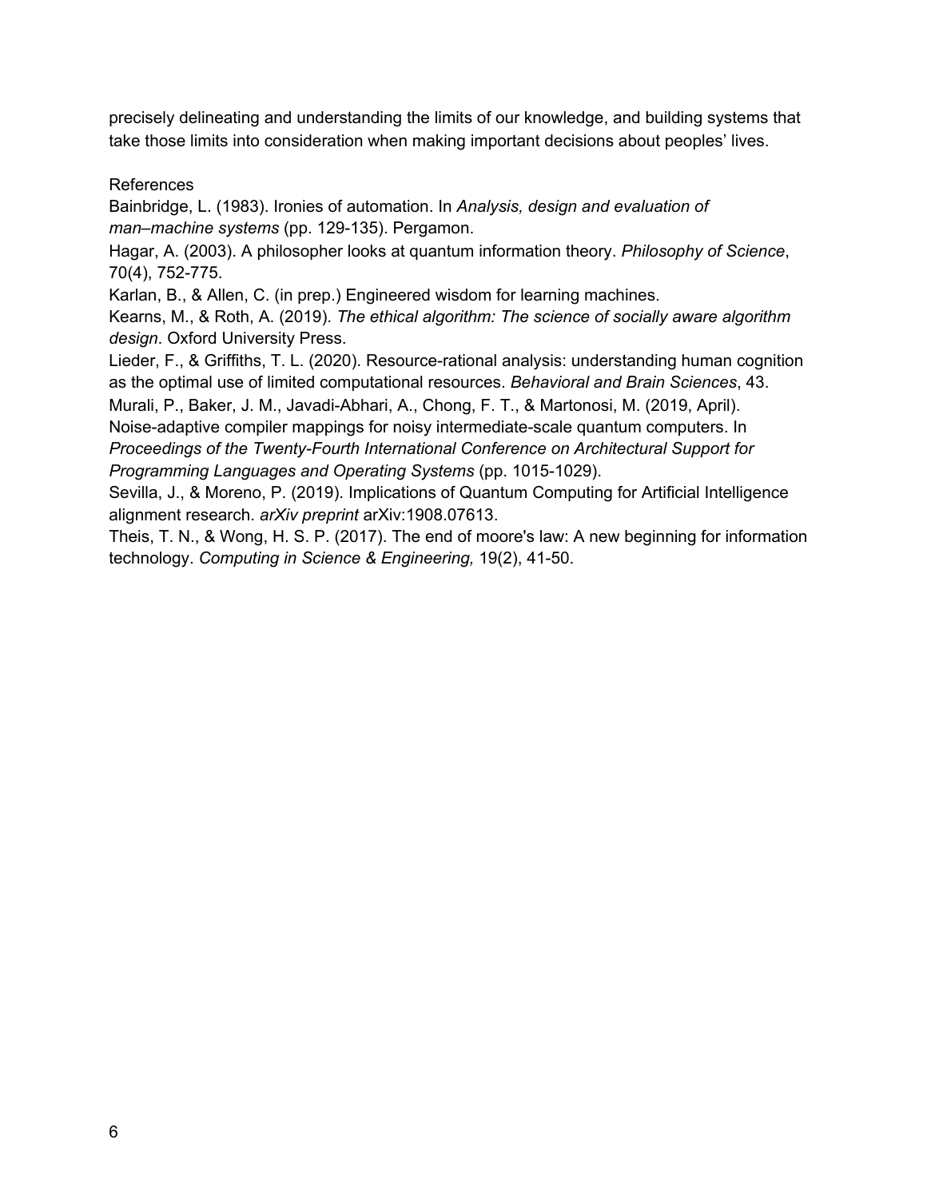precisely delineating and understanding the limits of our knowledge, and building systems that take those limits into consideration when making important decisions about peoples' lives.

References

Bainbridge, L. (1983). Ironies of automation. In *Analysis, design and evaluation of man–machine systems* (pp. 129-135). Pergamon.

Hagar, A. (2003). A philosopher looks at quantum information theory. *Philosophy of Science*, 70(4), 752-775.

Karlan, B., & Allen, C. (in prep.) Engineered wisdom for learning machines.

Kearns, M., & Roth, A. (2019). *The ethical algorithm: The science of socially aware algorithm design*. Oxford University Press.

Lieder, F., & Griffiths, T. L. (2020). Resource-rational analysis: understanding human cognition as the optimal use of limited computational resources. *Behavioral and Brain Sciences*, 43.

Murali, P., Baker, J. M., Javadi-Abhari, A., Chong, F. T., & Martonosi, M. (2019, April). Noise-adaptive compiler mappings for noisy intermediate-scale quantum computers. In *Proceedings of the Twenty-Fourth International Conference on Architectural Support for Programming Languages and Operating Systems* (pp. 1015-1029).

Sevilla, J., & Moreno, P. (2019). Implications of Quantum Computing for Artificial Intelligence alignment research. *arXiv preprint* arXiv:1908.07613.

Theis, T. N., & Wong, H. S. P. (2017). The end of moore's law: A new beginning for information technology. *Computing in Science & Engineering,* 19(2), 41-50.